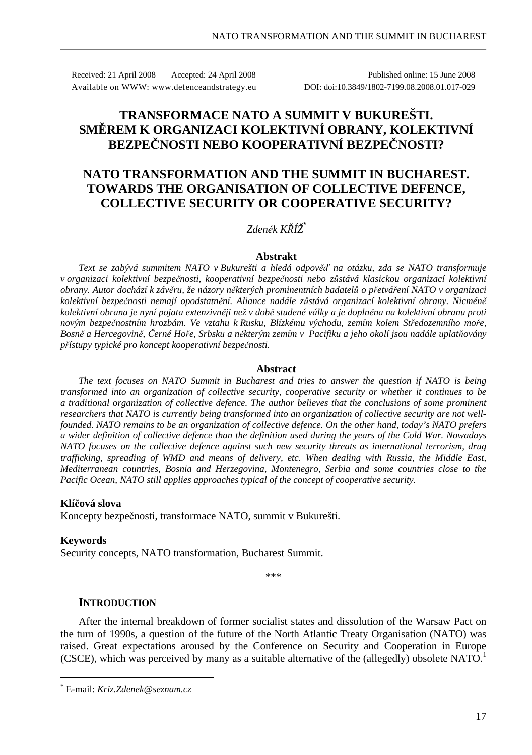Received: 21 April 2008 Accepted: 24 April 2008 Published online: 15 June 2008
Available on WWW: www.defenceandstrategy.eu DOI: doi:10.3849/1802-7199.08.2008.01.017-029

# TRANSFORMACE NATO A SUMMIT V BUKUREŠTI. SMĚREM K ORGANIZACI KOLEKTIVNÍ OBRANY, KOLEKTIVNÍ BEZPEČNOSTI NEBO KOOPERATIVNÍ BEZPEČNOSTI?

# NATO TRANSFORMATION AND THE SUMMIT IN BUCHAREST. TOWARDS THE ORGANISATION OF COLLECTIVE DEFENCE, COLLECTIVE SECURITY OR COOPERATIVE SECURITY?

*Zdeněk KŘÍŽ*[*]

### Abstrakt

*Text se zabývá summitem NATO v Bukurešti a hledá odpověď na otázku, zda se NATO transformuje v organizaci kolektivní bezpečnosti, kooperativní bezpečnosti nebo zůstává klasickou organizací kolektivní obrany. Autor dochází k závěru, že názory některých prominentních badatelů o přetváření NATO v organizaci kolektivní bezpečnosti nemají opodstatnění. Aliance nadále zůstává organizací kolektivní obrany. Nicméně kolektivní obrana je nyní pojata extenzivněji než v době studené války a je doplněna na kolektivní obranu proti novým bezpečnostním hrozbám. Ve vztahu k Rusku, Blízkému východu, zemím kolem Středozemního moře, Bosně a Hercegovině, Černé Hoře, Srbsku a některým zemím v Pacifiku a jeho okolí jsou nadále uplatňovány přístupy typické pro koncept kooperativní bezpečnosti.*

### Abstract

*The text focuses on NATO Summit in Bucharest and tries to answer the question if NATO is being transformed into an organization of collective security, cooperative security or whether it continues to be a traditional organization of collective defence. The author believes that the conclusions of some prominent researchers that NATO is currently being transformed into an organization of collective security are not well-founded. NATO remains to be an organization of collective defence. On the other hand, today's NATO prefers a wider definition of collective defence than the definition used during the years of the Cold War. Nowadays NATO focuses on the collective defence against such new security threats as international terrorism, drug trafficking, spreading of WMD and means of delivery, etc. When dealing with Russia, the Middle East, Mediterranean countries, Bosnia and Herzegovina, Montenegro, Serbia and some countries close to the Pacific Ocean, NATO still applies approaches typical of the concept of cooperative security.*

**Klíčová slova**

Koncepty bezpečnosti, transformace NATO, summit v Bukurešti.

**Keywords**

Security concepts, NATO transformation, Bucharest Summit.

***

## INTRODUCTION

After the internal breakdown of former socialist states and dissolution of the Warsaw Pact on the turn of 1990s, a question of the future of the North Atlantic Treaty Organisation (NATO) was raised. Great expectations aroused by the Conference on Security and Cooperation in Europe (CSCE), which was perceived by many as a suitable alternative of the (allegedly) obsolete NATO.[1]

---

[*] E-mail: *Kriz.Zdenek@seznam.cz*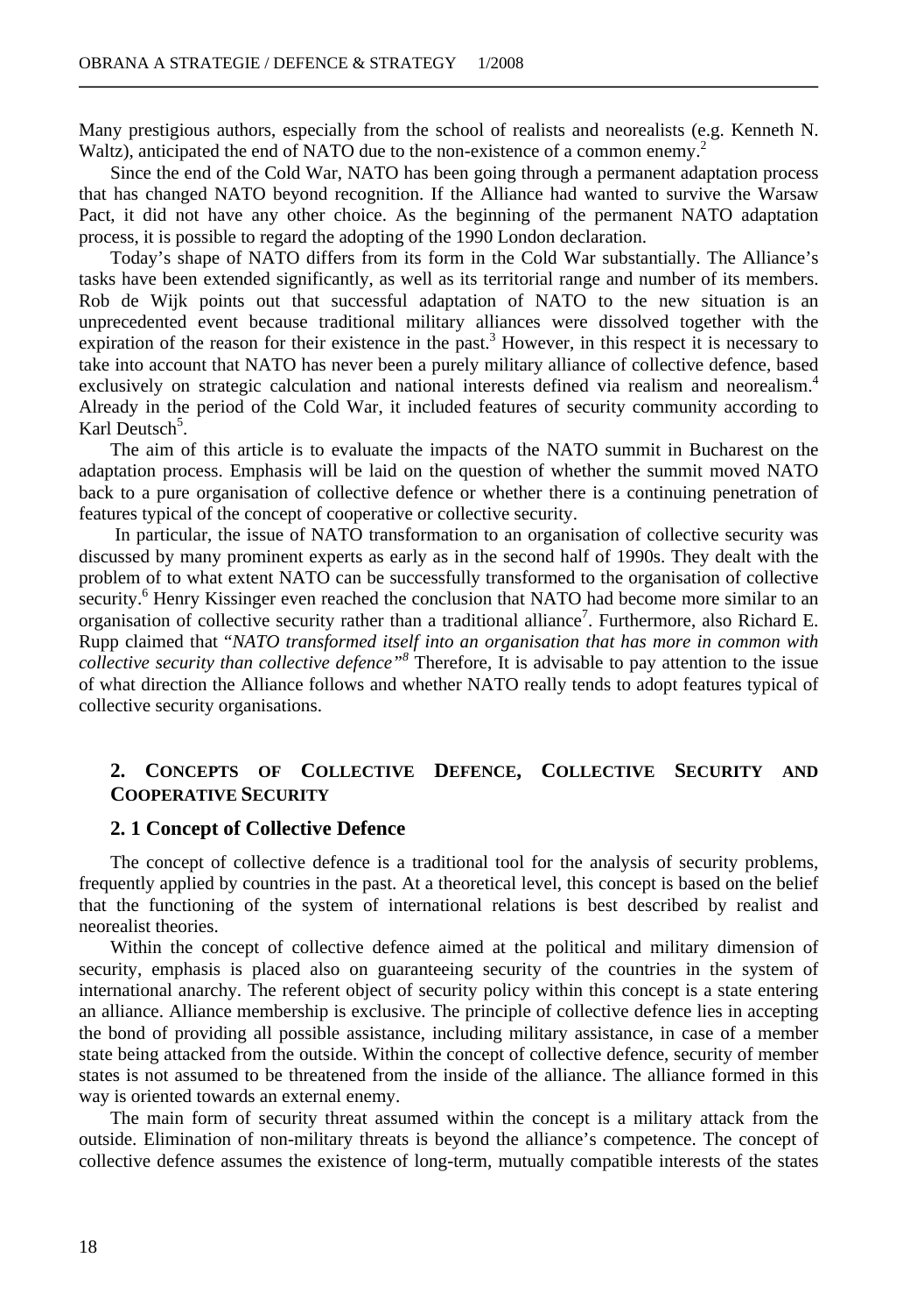Many prestigious authors, especially from the school of realists and neorealists (e.g. Kenneth N. Waltz), anticipated the end of NATO due to the non-existence of a common enemy.[2]

Since the end of the Cold War, NATO has been going through a permanent adaptation process that has changed NATO beyond recognition. If the Alliance had wanted to survive the Warsaw Pact, it did not have any other choice. As the beginning of the permanent NATO adaptation process, it is possible to regard the adopting of the 1990 London declaration.

Today's shape of NATO differs from its form in the Cold War substantially. The Alliance's tasks have been extended significantly, as well as its territorial range and number of its members. Rob de Wijk points out that successful adaptation of NATO to the new situation is an unprecedented event because traditional military alliances were dissolved together with the expiration of the reason for their existence in the past.[3] However, in this respect it is necessary to take into account that NATO has never been a purely military alliance of collective defence, based exclusively on strategic calculation and national interests defined via realism and neorealism.[4] Already in the period of the Cold War, it included features of security community according to Karl Deutsch[5].

The aim of this article is to evaluate the impacts of the NATO summit in Bucharest on the adaptation process. Emphasis will be laid on the question of whether the summit moved NATO back to a pure organisation of collective defence or whether there is a continuing penetration of features typical of the concept of cooperative or collective security.

In particular, the issue of NATO transformation to an organisation of collective security was discussed by many prominent experts as early as in the second half of 1990s. They dealt with the problem of to what extent NATO can be successfully transformed to the organisation of collective security.[6] Henry Kissinger even reached the conclusion that NATO had become more similar to an organisation of collective security rather than a traditional alliance[7]. Furthermore, also Richard E. Rupp claimed that "*NATO transformed itself into an organisation that has more in common with collective security than collective defence"*[8] Therefore, It is advisable to pay attention to the issue of what direction the Alliance follows and whether NATO really tends to adopt features typical of collective security organisations.

## 2. Concepts of Collective Defence, Collective Security and Cooperative Security

### 2. 1 Concept of Collective Defence

The concept of collective defence is a traditional tool for the analysis of security problems, frequently applied by countries in the past. At a theoretical level, this concept is based on the belief that the functioning of the system of international relations is best described by realist and neorealist theories.

Within the concept of collective defence aimed at the political and military dimension of security, emphasis is placed also on guaranteeing security of the countries in the system of international anarchy. The referent object of security policy within this concept is a state entering an alliance. Alliance membership is exclusive. The principle of collective defence lies in accepting the bond of providing all possible assistance, including military assistance, in case of a member state being attacked from the outside. Within the concept of collective defence, security of member states is not assumed to be threatened from the inside of the alliance. The alliance formed in this way is oriented towards an external enemy.

The main form of security threat assumed within the concept is a military attack from the outside. Elimination of non-military threats is beyond the alliance's competence. The concept of collective defence assumes the existence of long-term, mutually compatible interests of the states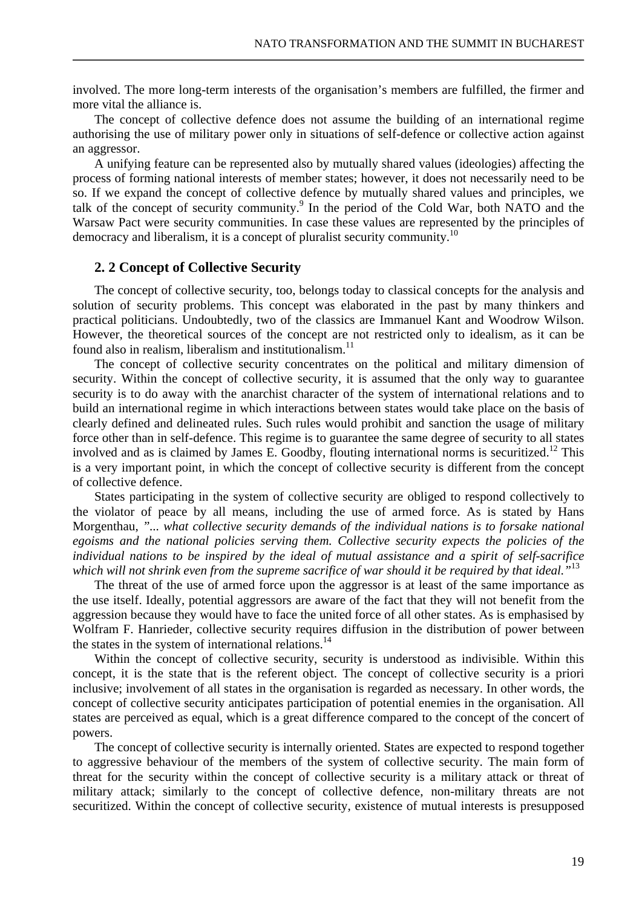involved. The more long-term interests of the organisation's members are fulfilled, the firmer and more vital the alliance is.

The concept of collective defence does not assume the building of an international regime authorising the use of military power only in situations of self-defence or collective action against an aggressor.

A unifying feature can be represented also by mutually shared values (ideologies) affecting the process of forming national interests of member states; however, it does not necessarily need to be so. If we expand the concept of collective defence by mutually shared values and principles, we talk of the concept of security community.[9] In the period of the Cold War, both NATO and the Warsaw Pact were security communities. In case these values are represented by the principles of democracy and liberalism, it is a concept of pluralist security community.[10]

### 2. 2 Concept of Collective Security

The concept of collective security, too, belongs today to classical concepts for the analysis and solution of security problems. This concept was elaborated in the past by many thinkers and practical politicians. Undoubtedly, two of the classics are Immanuel Kant and Woodrow Wilson. However, the theoretical sources of the concept are not restricted only to idealism, as it can be found also in realism, liberalism and institutionalism.[11]

The concept of collective security concentrates on the political and military dimension of security. Within the concept of collective security, it is assumed that the only way to guarantee security is to do away with the anarchist character of the system of international relations and to build an international regime in which interactions between states would take place on the basis of clearly defined and delineated rules. Such rules would prohibit and sanction the usage of military force other than in self-defence. This regime is to guarantee the same degree of security to all states involved and as is claimed by James E. Goodby, flouting international norms is securitized.[12] This is a very important point, in which the concept of collective security is different from the concept of collective defence.

States participating in the system of collective security are obliged to respond collectively to the violator of peace by all means, including the use of armed force. As is stated by Hans Morgenthau, *"... what collective security demands of the individual nations is to forsake national egoisms and the national policies serving them. Collective security expects the policies of the individual nations to be inspired by the ideal of mutual assistance and a spirit of self-sacrifice which will not shrink even from the supreme sacrifice of war should it be required by that ideal."*[13]

The threat of the use of armed force upon the aggressor is at least of the same importance as the use itself. Ideally, potential aggressors are aware of the fact that they will not benefit from the aggression because they would have to face the united force of all other states. As is emphasised by Wolfram F. Hanrieder, collective security requires diffusion in the distribution of power between the states in the system of international relations.[14]

Within the concept of collective security, security is understood as indivisible. Within this concept, it is the state that is the referent object. The concept of collective security is a priori inclusive; involvement of all states in the organisation is regarded as necessary. In other words, the concept of collective security anticipates participation of potential enemies in the organisation. All states are perceived as equal, which is a great difference compared to the concept of the concert of powers.

The concept of collective security is internally oriented. States are expected to respond together to aggressive behaviour of the members of the system of collective security. The main form of threat for the security within the concept of collective security is a military attack or threat of military attack; similarly to the concept of collective defence, non-military threats are not securitized. Within the concept of collective security, existence of mutual interests is presupposed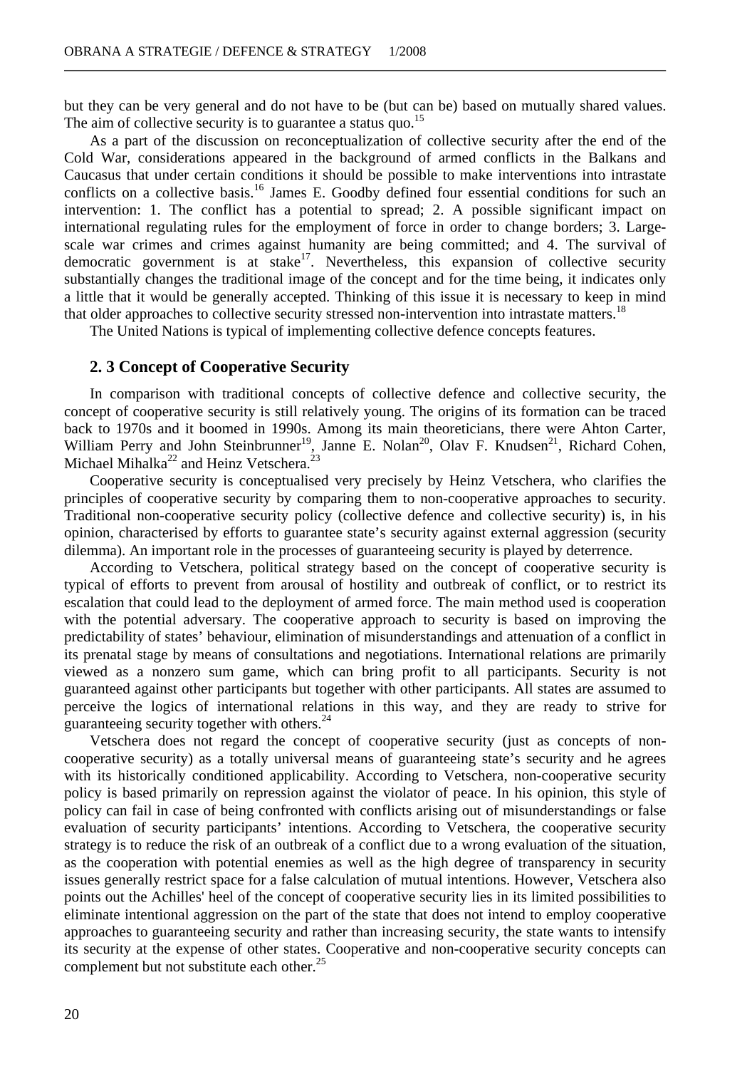but they can be very general and do not have to be (but can be) based on mutually shared values. The aim of collective security is to guarantee a status quo.[15]

As a part of the discussion on reconceptualization of collective security after the end of the Cold War, considerations appeared in the background of armed conflicts in the Balkans and Caucasus that under certain conditions it should be possible to make interventions into intrastate conflicts on a collective basis.[16] James E. Goodby defined four essential conditions for such an intervention: 1. The conflict has a potential to spread; 2. A possible significant impact on international regulating rules for the employment of force in order to change borders; 3. Large-scale war crimes and crimes against humanity are being committed; and 4. The survival of democratic government is at stake[17]. Nevertheless, this expansion of collective security substantially changes the traditional image of the concept and for the time being, it indicates only a little that it would be generally accepted. Thinking of this issue it is necessary to keep in mind that older approaches to collective security stressed non-intervention into intrastate matters.[18]

The United Nations is typical of implementing collective defence concepts features.

### 2. 3 Concept of Cooperative Security

In comparison with traditional concepts of collective defence and collective security, the concept of cooperative security is still relatively young. The origins of its formation can be traced back to 1970s and it boomed in 1990s. Among its main theoreticians, there were Ahton Carter, William Perry and John Steinbrunner[19], Janne E. Nolan[20], Olav F. Knudsen[21], Richard Cohen, Michael Mihalka[22] and Heinz Vetschera.[23]

Cooperative security is conceptualised very precisely by Heinz Vetschera, who clarifies the principles of cooperative security by comparing them to non-cooperative approaches to security. Traditional non-cooperative security policy (collective defence and collective security) is, in his opinion, characterised by efforts to guarantee state's security against external aggression (security dilemma). An important role in the processes of guaranteeing security is played by deterrence.

According to Vetschera, political strategy based on the concept of cooperative security is typical of efforts to prevent from arousal of hostility and outbreak of conflict, or to restrict its escalation that could lead to the deployment of armed force. The main method used is cooperation with the potential adversary. The cooperative approach to security is based on improving the predictability of states' behaviour, elimination of misunderstandings and attenuation of a conflict in its prenatal stage by means of consultations and negotiations. International relations are primarily viewed as a nonzero sum game, which can bring profit to all participants. Security is not guaranteed against other participants but together with other participants. All states are assumed to perceive the logics of international relations in this way, and they are ready to strive for guaranteeing security together with others.[24]

Vetschera does not regard the concept of cooperative security (just as concepts of non-cooperative security) as a totally universal means of guaranteeing state's security and he agrees with its historically conditioned applicability. According to Vetschera, non-cooperative security policy is based primarily on repression against the violator of peace. In his opinion, this style of policy can fail in case of being confronted with conflicts arising out of misunderstandings or false evaluation of security participants' intentions. According to Vetschera, the cooperative security strategy is to reduce the risk of an outbreak of a conflict due to a wrong evaluation of the situation, as the cooperation with potential enemies as well as the high degree of transparency in security issues generally restrict space for a false calculation of mutual intentions. However, Vetschera also points out the Achilles' heel of the concept of cooperative security lies in its limited possibilities to eliminate intentional aggression on the part of the state that does not intend to employ cooperative approaches to guaranteeing security and rather than increasing security, the state wants to intensify its security at the expense of other states. Cooperative and non-cooperative security concepts can complement but not substitute each other.[25]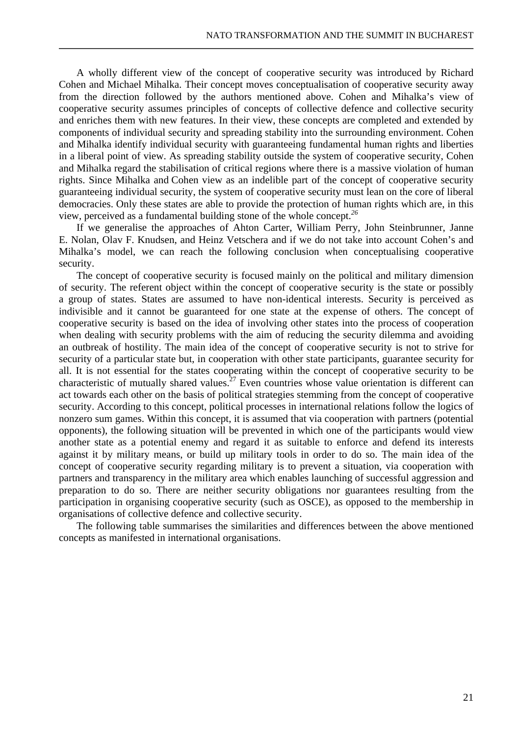A wholly different view of the concept of cooperative security was introduced by Richard Cohen and Michael Mihalka. Their concept moves conceptualisation of cooperative security away from the direction followed by the authors mentioned above. Cohen and Mihalka's view of cooperative security assumes principles of concepts of collective defence and collective security and enriches them with new features. In their view, these concepts are completed and extended by components of individual security and spreading stability into the surrounding environment. Cohen and Mihalka identify individual security with guaranteeing fundamental human rights and liberties in a liberal point of view. As spreading stability outside the system of cooperative security, Cohen and Mihalka regard the stabilisation of critical regions where there is a massive violation of human rights. Since Mihalka and Cohen view as an indelible part of the concept of cooperative security guaranteeing individual security, the system of cooperative security must lean on the core of liberal democracies. Only these states are able to provide the protection of human rights which are, in this view, perceived as a fundamental building stone of the whole concept.[26]

If we generalise the approaches of Ahton Carter, William Perry, John Steinbrunner, Janne E. Nolan, Olav F. Knudsen, and Heinz Vetschera and if we do not take into account Cohen's and Mihalka's model, we can reach the following conclusion when conceptualising cooperative security.

The concept of cooperative security is focused mainly on the political and military dimension of security. The referent object within the concept of cooperative security is the state or possibly a group of states. States are assumed to have non-identical interests. Security is perceived as indivisible and it cannot be guaranteed for one state at the expense of others. The concept of cooperative security is based on the idea of involving other states into the process of cooperation when dealing with security problems with the aim of reducing the security dilemma and avoiding an outbreak of hostility. The main idea of the concept of cooperative security is not to strive for security of a particular state but, in cooperation with other state participants, guarantee security for all. It is not essential for the states cooperating within the concept of cooperative security to be characteristic of mutually shared values.[27] Even countries whose value orientation is different can act towards each other on the basis of political strategies stemming from the concept of cooperative security. According to this concept, political processes in international relations follow the logics of nonzero sum games. Within this concept, it is assumed that via cooperation with partners (potential opponents), the following situation will be prevented in which one of the participants would view another state as a potential enemy and regard it as suitable to enforce and defend its interests against it by military means, or build up military tools in order to do so. The main idea of the concept of cooperative security regarding military is to prevent a situation, via cooperation with partners and transparency in the military area which enables launching of successful aggression and preparation to do so. There are neither security obligations nor guarantees resulting from the participation in organising cooperative security (such as OSCE), as opposed to the membership in organisations of collective defence and collective security.

The following table summarises the similarities and differences between the above mentioned concepts as manifested in international organisations.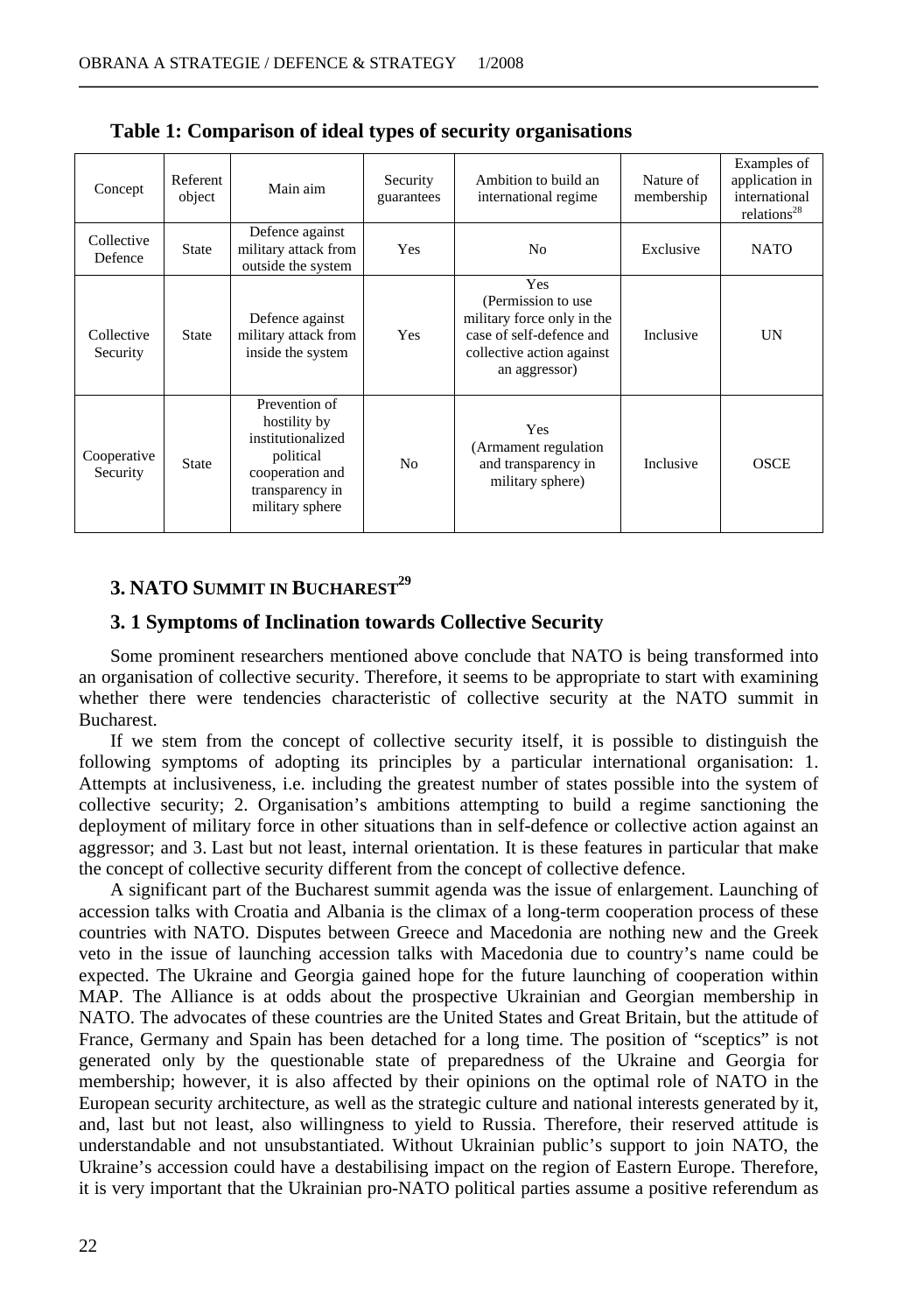**Table 1: Comparison of ideal types of security organisations**

| Concept | Referent object | Main aim | Security guarantees | Ambition to build an international regime | Nature of membership | Examples of application in international relations[28] |
|---|---|---|---|---|---|---|
| Collective Defence | State | Defence against military attack from outside the system | Yes | No | Exclusive | NATO |
| Collective Security | State | Defence against military attack from inside the system | Yes | Yes (Permission to use military force only in the case of self-defence and collective action against an aggressor) | Inclusive | UN |
| Cooperative Security | State | Prevention of hostility by institutionalized political cooperation and transparency in military sphere | No | Yes (Armament regulation and transparency in military sphere) | Inclusive | OSCE |

## 3. NATO SUMMIT IN BUCHAREST[29]

### 3. 1 Symptoms of Inclination towards Collective Security

Some prominent researchers mentioned above conclude that NATO is being transformed into an organisation of collective security. Therefore, it seems to be appropriate to start with examining whether there were tendencies characteristic of collective security at the NATO summit in Bucharest.

If we stem from the concept of collective security itself, it is possible to distinguish the following symptoms of adopting its principles by a particular international organisation: 1. Attempts at inclusiveness, i.e. including the greatest number of states possible into the system of collective security; 2. Organisation's ambitions attempting to build a regime sanctioning the deployment of military force in other situations than in self-defence or collective action against an aggressor; and 3. Last but not least, internal orientation. It is these features in particular that make the concept of collective security different from the concept of collective defence.

A significant part of the Bucharest summit agenda was the issue of enlargement. Launching of accession talks with Croatia and Albania is the climax of a long-term cooperation process of these countries with NATO. Disputes between Greece and Macedonia are nothing new and the Greek veto in the issue of launching accession talks with Macedonia due to country's name could be expected. The Ukraine and Georgia gained hope for the future launching of cooperation within MAP. The Alliance is at odds about the prospective Ukrainian and Georgian membership in NATO. The advocates of these countries are the United States and Great Britain, but the attitude of France, Germany and Spain has been detached for a long time. The position of "sceptics" is not generated only by the questionable state of preparedness of the Ukraine and Georgia for membership; however, it is also affected by their opinions on the optimal role of NATO in the European security architecture, as well as the strategic culture and national interests generated by it, and, last but not least, also willingness to yield to Russia. Therefore, their reserved attitude is understandable and not unsubstantiated. Without Ukrainian public's support to join NATO, the Ukraine's accession could have a destabilising impact on the region of Eastern Europe. Therefore, it is very important that the Ukrainian pro-NATO political parties assume a positive referendum as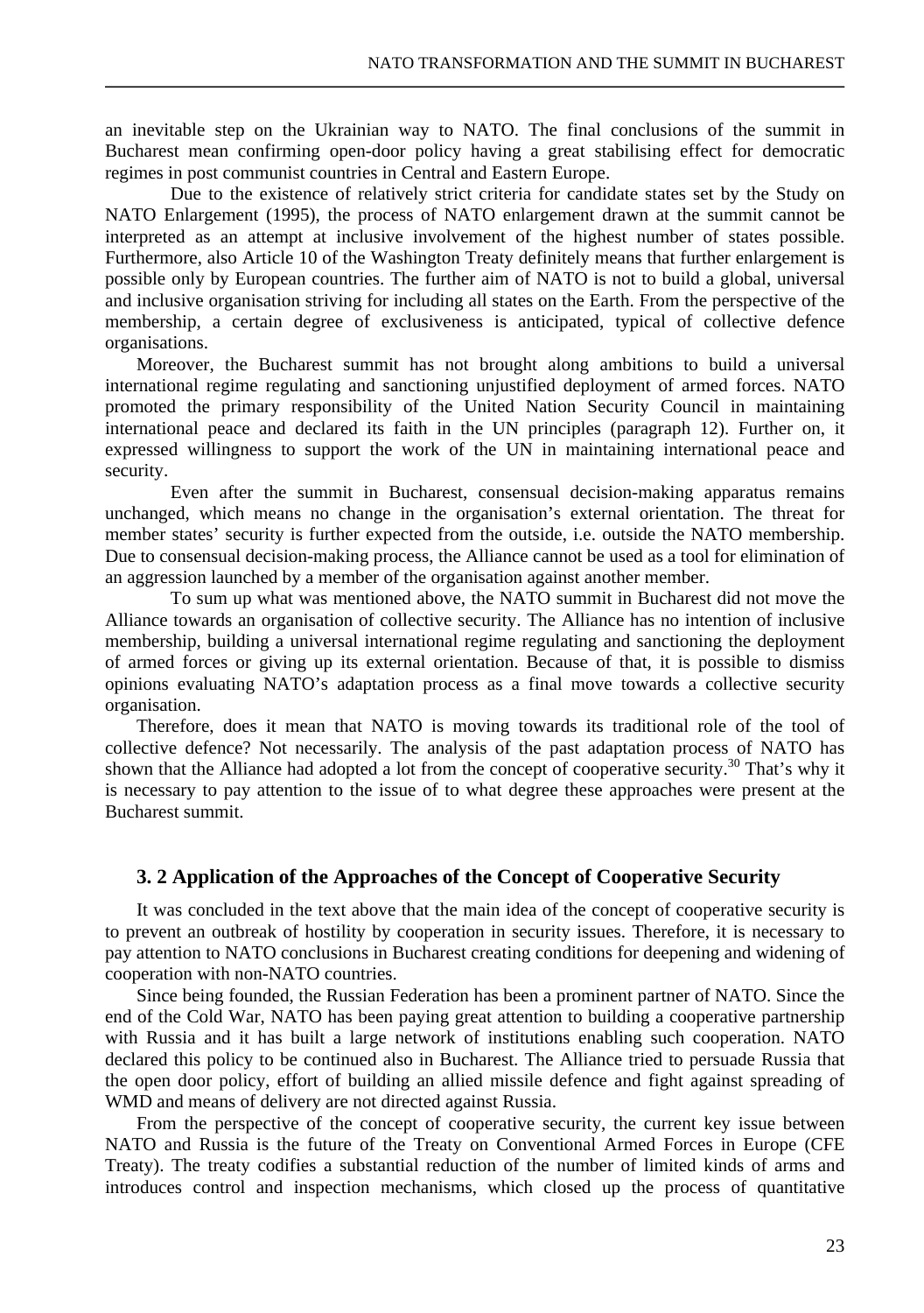an inevitable step on the Ukrainian way to NATO. The final conclusions of the summit in Bucharest mean confirming open-door policy having a great stabilising effect for democratic regimes in post communist countries in Central and Eastern Europe.

Due to the existence of relatively strict criteria for candidate states set by the Study on NATO Enlargement (1995), the process of NATO enlargement drawn at the summit cannot be interpreted as an attempt at inclusive involvement of the highest number of states possible. Furthermore, also Article 10 of the Washington Treaty definitely means that further enlargement is possible only by European countries. The further aim of NATO is not to build a global, universal and inclusive organisation striving for including all states on the Earth. From the perspective of the membership, a certain degree of exclusiveness is anticipated, typical of collective defence organisations.

Moreover, the Bucharest summit has not brought along ambitions to build a universal international regime regulating and sanctioning unjustified deployment of armed forces. NATO promoted the primary responsibility of the United Nation Security Council in maintaining international peace and declared its faith in the UN principles (paragraph 12). Further on, it expressed willingness to support the work of the UN in maintaining international peace and security.

Even after the summit in Bucharest, consensual decision-making apparatus remains unchanged, which means no change in the organisation's external orientation. The threat for member states' security is further expected from the outside, i.e. outside the NATO membership. Due to consensual decision-making process, the Alliance cannot be used as a tool for elimination of an aggression launched by a member of the organisation against another member.

To sum up what was mentioned above, the NATO summit in Bucharest did not move the Alliance towards an organisation of collective security. The Alliance has no intention of inclusive membership, building a universal international regime regulating and sanctioning the deployment of armed forces or giving up its external orientation. Because of that, it is possible to dismiss opinions evaluating NATO's adaptation process as a final move towards a collective security organisation.

Therefore, does it mean that NATO is moving towards its traditional role of the tool of collective defence? Not necessarily. The analysis of the past adaptation process of NATO has shown that the Alliance had adopted a lot from the concept of cooperative security.[30] That's why it is necessary to pay attention to the issue of to what degree these approaches were present at the Bucharest summit.

### 3. 2 Application of the Approaches of the Concept of Cooperative Security

It was concluded in the text above that the main idea of the concept of cooperative security is to prevent an outbreak of hostility by cooperation in security issues. Therefore, it is necessary to pay attention to NATO conclusions in Bucharest creating conditions for deepening and widening of cooperation with non-NATO countries.

Since being founded, the Russian Federation has been a prominent partner of NATO. Since the end of the Cold War, NATO has been paying great attention to building a cooperative partnership with Russia and it has built a large network of institutions enabling such cooperation. NATO declared this policy to be continued also in Bucharest. The Alliance tried to persuade Russia that the open door policy, effort of building an allied missile defence and fight against spreading of WMD and means of delivery are not directed against Russia.

From the perspective of the concept of cooperative security, the current key issue between NATO and Russia is the future of the Treaty on Conventional Armed Forces in Europe (CFE Treaty). The treaty codifies a substantial reduction of the number of limited kinds of arms and introduces control and inspection mechanisms, which closed up the process of quantitative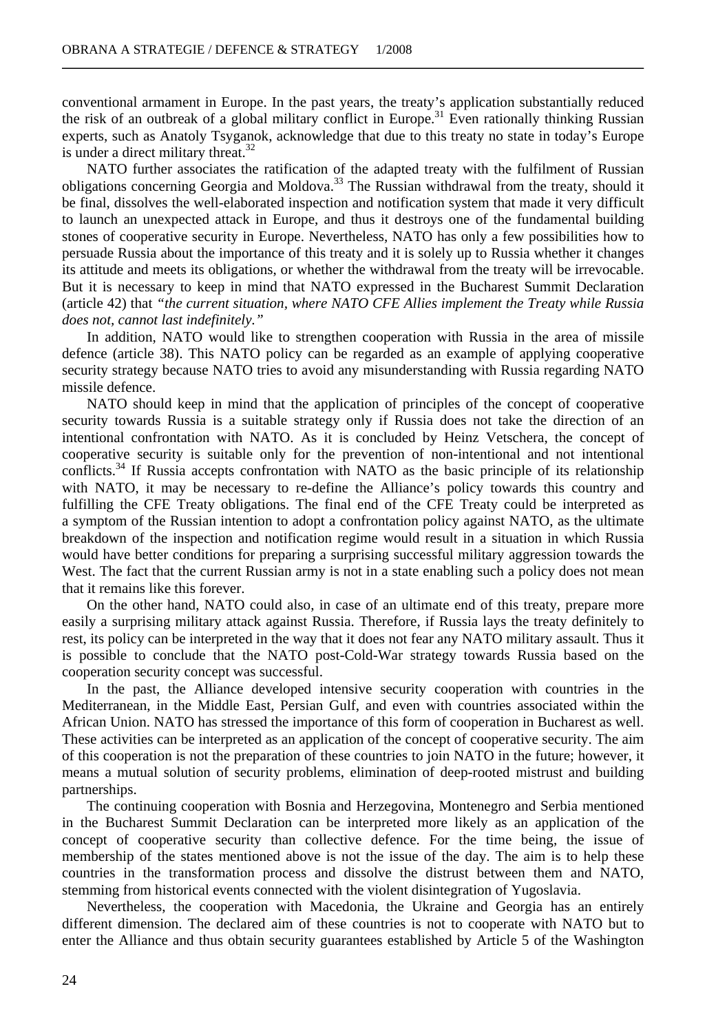conventional armament in Europe. In the past years, the treaty's application substantially reduced the risk of an outbreak of a global military conflict in Europe.[31] Even rationally thinking Russian experts, such as Anatoly Tsyganok, acknowledge that due to this treaty no state in today's Europe is under a direct military threat.[32]

NATO further associates the ratification of the adapted treaty with the fulfilment of Russian obligations concerning Georgia and Moldova.[33] The Russian withdrawal from the treaty, should it be final, dissolves the well-elaborated inspection and notification system that made it very difficult to launch an unexpected attack in Europe, and thus it destroys one of the fundamental building stones of cooperative security in Europe. Nevertheless, NATO has only a few possibilities how to persuade Russia about the importance of this treaty and it is solely up to Russia whether it changes its attitude and meets its obligations, or whether the withdrawal from the treaty will be irrevocable. But it is necessary to keep in mind that NATO expressed in the Bucharest Summit Declaration (article 42) that *"the current situation, where NATO CFE Allies implement the Treaty while Russia does not, cannot last indefinitely."*

In addition, NATO would like to strengthen cooperation with Russia in the area of missile defence (article 38). This NATO policy can be regarded as an example of applying cooperative security strategy because NATO tries to avoid any misunderstanding with Russia regarding NATO missile defence.

NATO should keep in mind that the application of principles of the concept of cooperative security towards Russia is a suitable strategy only if Russia does not take the direction of an intentional confrontation with NATO. As it is concluded by Heinz Vetschera, the concept of cooperative security is suitable only for the prevention of non-intentional and not intentional conflicts.[34] If Russia accepts confrontation with NATO as the basic principle of its relationship with NATO, it may be necessary to re-define the Alliance's policy towards this country and fulfilling the CFE Treaty obligations. The final end of the CFE Treaty could be interpreted as a symptom of the Russian intention to adopt a confrontation policy against NATO, as the ultimate breakdown of the inspection and notification regime would result in a situation in which Russia would have better conditions for preparing a surprising successful military aggression towards the West. The fact that the current Russian army is not in a state enabling such a policy does not mean that it remains like this forever.

On the other hand, NATO could also, in case of an ultimate end of this treaty, prepare more easily a surprising military attack against Russia. Therefore, if Russia lays the treaty definitely to rest, its policy can be interpreted in the way that it does not fear any NATO military assault. Thus it is possible to conclude that the NATO post-Cold-War strategy towards Russia based on the cooperation security concept was successful.

In the past, the Alliance developed intensive security cooperation with countries in the Mediterranean, in the Middle East, Persian Gulf, and even with countries associated within the African Union. NATO has stressed the importance of this form of cooperation in Bucharest as well. These activities can be interpreted as an application of the concept of cooperative security. The aim of this cooperation is not the preparation of these countries to join NATO in the future; however, it means a mutual solution of security problems, elimination of deep-rooted mistrust and building partnerships.

The continuing cooperation with Bosnia and Herzegovina, Montenegro and Serbia mentioned in the Bucharest Summit Declaration can be interpreted more likely as an application of the concept of cooperative security than collective defence. For the time being, the issue of membership of the states mentioned above is not the issue of the day. The aim is to help these countries in the transformation process and dissolve the distrust between them and NATO, stemming from historical events connected with the violent disintegration of Yugoslavia.

Nevertheless, the cooperation with Macedonia, the Ukraine and Georgia has an entirely different dimension. The declared aim of these countries is not to cooperate with NATO but to enter the Alliance and thus obtain security guarantees established by Article 5 of the Washington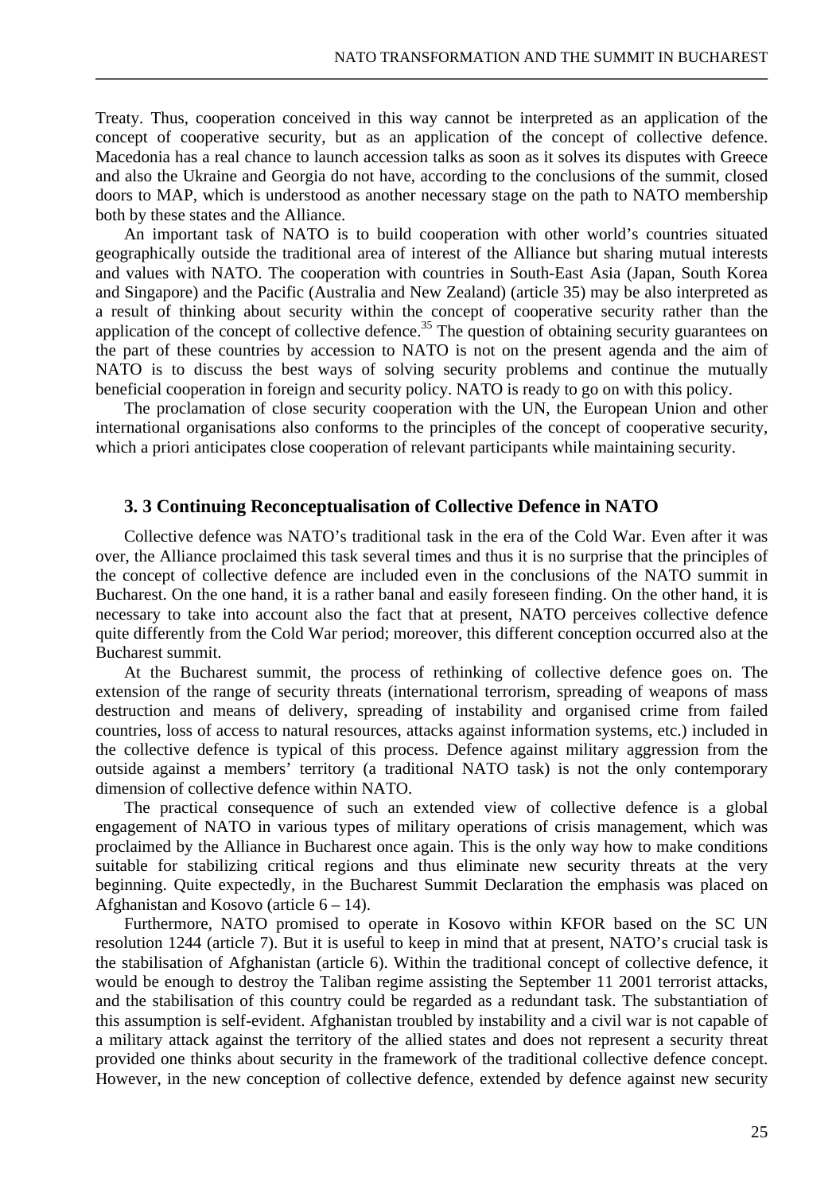Treaty. Thus, cooperation conceived in this way cannot be interpreted as an application of the concept of cooperative security, but as an application of the concept of collective defence. Macedonia has a real chance to launch accession talks as soon as it solves its disputes with Greece and also the Ukraine and Georgia do not have, according to the conclusions of the summit, closed doors to MAP, which is understood as another necessary stage on the path to NATO membership both by these states and the Alliance.

An important task of NATO is to build cooperation with other world's countries situated geographically outside the traditional area of interest of the Alliance but sharing mutual interests and values with NATO. The cooperation with countries in South-East Asia (Japan, South Korea and Singapore) and the Pacific (Australia and New Zealand) (article 35) may be also interpreted as a result of thinking about security within the concept of cooperative security rather than the application of the concept of collective defence.[35] The question of obtaining security guarantees on the part of these countries by accession to NATO is not on the present agenda and the aim of NATO is to discuss the best ways of solving security problems and continue the mutually beneficial cooperation in foreign and security policy. NATO is ready to go on with this policy.

The proclamation of close security cooperation with the UN, the European Union and other international organisations also conforms to the principles of the concept of cooperative security, which a priori anticipates close cooperation of relevant participants while maintaining security.

### 3. 3 Continuing Reconceptualisation of Collective Defence in NATO

Collective defence was NATO's traditional task in the era of the Cold War. Even after it was over, the Alliance proclaimed this task several times and thus it is no surprise that the principles of the concept of collective defence are included even in the conclusions of the NATO summit in Bucharest. On the one hand, it is a rather banal and easily foreseen finding. On the other hand, it is necessary to take into account also the fact that at present, NATO perceives collective defence quite differently from the Cold War period; moreover, this different conception occurred also at the Bucharest summit.

At the Bucharest summit, the process of rethinking of collective defence goes on. The extension of the range of security threats (international terrorism, spreading of weapons of mass destruction and means of delivery, spreading of instability and organised crime from failed countries, loss of access to natural resources, attacks against information systems, etc.) included in the collective defence is typical of this process. Defence against military aggression from the outside against a members' territory (a traditional NATO task) is not the only contemporary dimension of collective defence within NATO.

The practical consequence of such an extended view of collective defence is a global engagement of NATO in various types of military operations of crisis management, which was proclaimed by the Alliance in Bucharest once again. This is the only way how to make conditions suitable for stabilizing critical regions and thus eliminate new security threats at the very beginning. Quite expectedly, in the Bucharest Summit Declaration the emphasis was placed on Afghanistan and Kosovo (article 6 – 14).

Furthermore, NATO promised to operate in Kosovo within KFOR based on the SC UN resolution 1244 (article 7). But it is useful to keep in mind that at present, NATO's crucial task is the stabilisation of Afghanistan (article 6). Within the traditional concept of collective defence, it would be enough to destroy the Taliban regime assisting the September 11 2001 terrorist attacks, and the stabilisation of this country could be regarded as a redundant task. The substantiation of this assumption is self-evident. Afghanistan troubled by instability and a civil war is not capable of a military attack against the territory of the allied states and does not represent a security threat provided one thinks about security in the framework of the traditional collective defence concept. However, in the new conception of collective defence, extended by defence against new security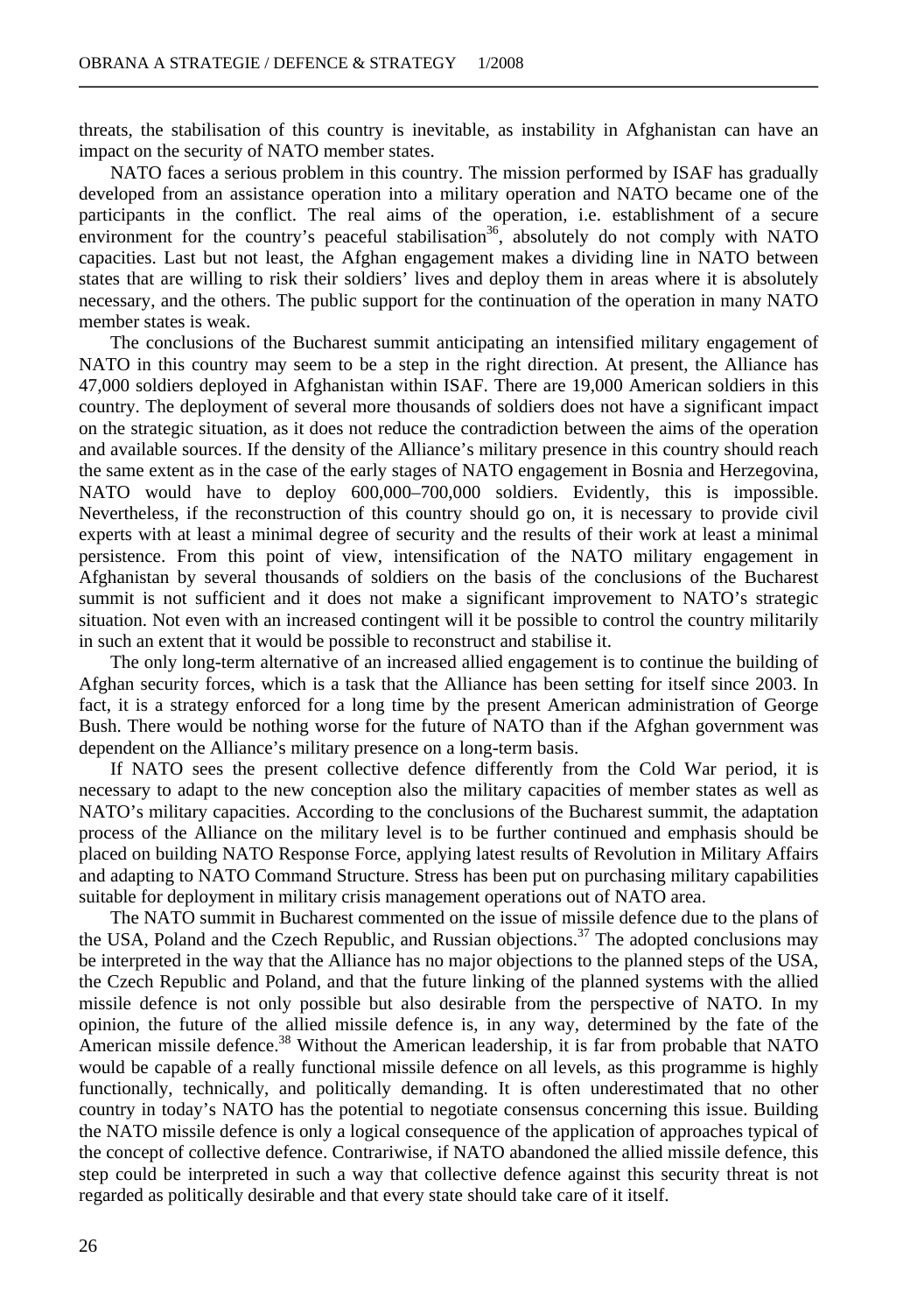threats, the stabilisation of this country is inevitable, as instability in Afghanistan can have an impact on the security of NATO member states.

NATO faces a serious problem in this country. The mission performed by ISAF has gradually developed from an assistance operation into a military operation and NATO became one of the participants in the conflict. The real aims of the operation, i.e. establishment of a secure environment for the country's peaceful stabilisation[36], absolutely do not comply with NATO capacities. Last but not least, the Afghan engagement makes a dividing line in NATO between states that are willing to risk their soldiers' lives and deploy them in areas where it is absolutely necessary, and the others. The public support for the continuation of the operation in many NATO member states is weak.

The conclusions of the Bucharest summit anticipating an intensified military engagement of NATO in this country may seem to be a step in the right direction. At present, the Alliance has 47,000 soldiers deployed in Afghanistan within ISAF. There are 19,000 American soldiers in this country. The deployment of several more thousands of soldiers does not have a significant impact on the strategic situation, as it does not reduce the contradiction between the aims of the operation and available sources. If the density of the Alliance's military presence in this country should reach the same extent as in the case of the early stages of NATO engagement in Bosnia and Herzegovina, NATO would have to deploy 600,000–700,000 soldiers. Evidently, this is impossible. Nevertheless, if the reconstruction of this country should go on, it is necessary to provide civil experts with at least a minimal degree of security and the results of their work at least a minimal persistence. From this point of view, intensification of the NATO military engagement in Afghanistan by several thousands of soldiers on the basis of the conclusions of the Bucharest summit is not sufficient and it does not make a significant improvement to NATO's strategic situation. Not even with an increased contingent will it be possible to control the country militarily in such an extent that it would be possible to reconstruct and stabilise it.

The only long-term alternative of an increased allied engagement is to continue the building of Afghan security forces, which is a task that the Alliance has been setting for itself since 2003. In fact, it is a strategy enforced for a long time by the present American administration of George Bush. There would be nothing worse for the future of NATO than if the Afghan government was dependent on the Alliance's military presence on a long-term basis.

If NATO sees the present collective defence differently from the Cold War period, it is necessary to adapt to the new conception also the military capacities of member states as well as NATO's military capacities. According to the conclusions of the Bucharest summit, the adaptation process of the Alliance on the military level is to be further continued and emphasis should be placed on building NATO Response Force, applying latest results of Revolution in Military Affairs and adapting to NATO Command Structure. Stress has been put on purchasing military capabilities suitable for deployment in military crisis management operations out of NATO area.

The NATO summit in Bucharest commented on the issue of missile defence due to the plans of the USA, Poland and the Czech Republic, and Russian objections.[37] The adopted conclusions may be interpreted in the way that the Alliance has no major objections to the planned steps of the USA, the Czech Republic and Poland, and that the future linking of the planned systems with the allied missile defence is not only possible but also desirable from the perspective of NATO. In my opinion, the future of the allied missile defence is, in any way, determined by the fate of the American missile defence.[38] Without the American leadership, it is far from probable that NATO would be capable of a really functional missile defence on all levels, as this programme is highly functionally, technically, and politically demanding. It is often underestimated that no other country in today's NATO has the potential to negotiate consensus concerning this issue. Building the NATO missile defence is only a logical consequence of the application of approaches typical of the concept of collective defence. Contrariwise, if NATO abandoned the allied missile defence, this step could be interpreted in such a way that collective defence against this security threat is not regarded as politically desirable and that every state should take care of it itself.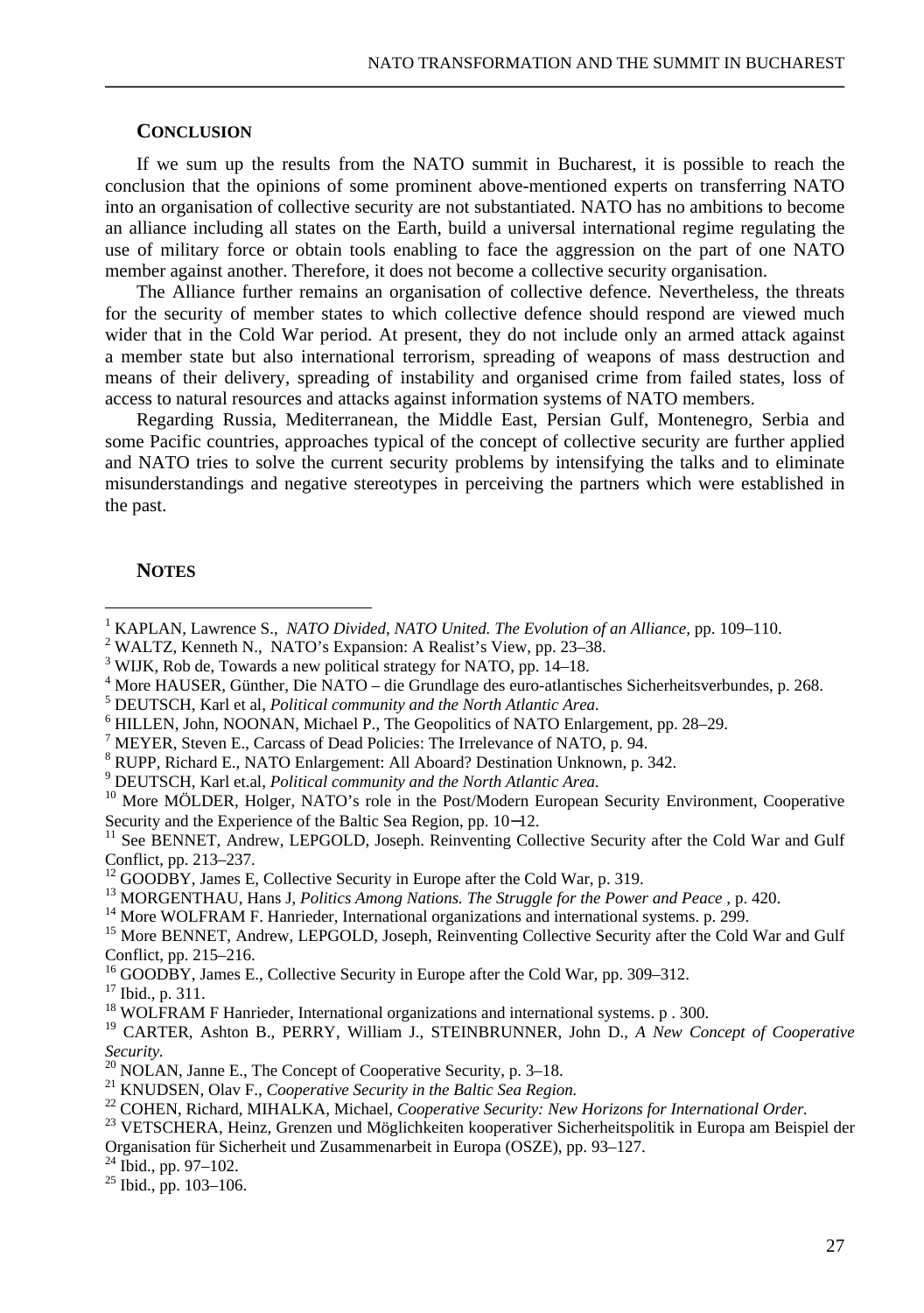## CONCLUSION

If we sum up the results from the NATO summit in Bucharest, it is possible to reach the conclusion that the opinions of some prominent above-mentioned experts on transferring NATO into an organisation of collective security are not substantiated. NATO has no ambitions to become an alliance including all states on the Earth, build a universal international regime regulating the use of military force or obtain tools enabling to face the aggression on the part of one NATO member against another. Therefore, it does not become a collective security organisation.

The Alliance further remains an organisation of collective defence. Nevertheless, the threats for the security of member states to which collective defence should respond are viewed much wider that in the Cold War period. At present, they do not include only an armed attack against a member state but also international terrorism, spreading of weapons of mass destruction and means of their delivery, spreading of instability and organised crime from failed states, loss of access to natural resources and attacks against information systems of NATO members.

Regarding Russia, Mediterranean, the Middle East, Persian Gulf, Montenegro, Serbia and some Pacific countries, approaches typical of the concept of collective security are further applied and NATO tries to solve the current security problems by intensifying the talks and to eliminate misunderstandings and negative stereotypes in perceiving the partners which were established in the past.

## NOTES

[1] KAPLAN, Lawrence S., *NATO Divided, NATO United. The Evolution of an Alliance*, pp. 109–110.

[2] WALTZ, Kenneth N., NATO's Expansion: A Realist's View, pp. 23–38.

[3] WIJK, Rob de, Towards a new political strategy for NATO, pp. 14–18.

[4] More HAUSER, Günther, Die NATO – die Grundlage des euro-atlantisches Sicherheitsverbundes, p. 268.

[5] DEUTSCH, Karl et al, *Political community and the North Atlantic Area*.

[6] HILLEN, John, NOONAN, Michael P., The Geopolitics of NATO Enlargement, pp. 28–29.

[7] MEYER, Steven E., Carcass of Dead Policies: The Irrelevance of NATO, p. 94.

[8] RUPP, Richard E., NATO Enlargement: All Aboard? Destination Unknown, p. 342.

[9] DEUTSCH, Karl et.al, *Political community and the North Atlantic Area*.

[10] More MÖLDER, Holger, NATO's role in the Post/Modern European Security Environment, Cooperative Security and the Experience of the Baltic Sea Region, pp. 10–12.

[11] See BENNET, Andrew, LEPGOLD, Joseph. Reinventing Collective Security after the Cold War and Gulf Conflict, pp. 213–237.

[12] GOODBY, James E, Collective Security in Europe after the Cold War, p. 319.

[13] MORGENTHAU, Hans J, *Politics Among Nations. The Struggle for the Power and Peace* , p. 420.

[14] More WOLFRAM F. Hanrieder, International organizations and international systems. p. 299.

[15] More BENNET, Andrew, LEPGOLD, Joseph, Reinventing Collective Security after the Cold War and Gulf Conflict, pp. 215–216.

[16] GOODBY, James E., Collective Security in Europe after the Cold War, pp. 309–312.

[17] Ibid., p. 311.

[18] WOLFRAM F Hanrieder, International organizations and international systems. p . 300.

[19] CARTER, Ashton B., PERRY, William J., STEINBRUNNER, John D., *A New Concept of Cooperative Security*.

[20] NOLAN, Janne E., The Concept of Cooperative Security, p. 3–18.

[21] KNUDSEN, Olav F., *Cooperative Security in the Baltic Sea Region.*

[22] COHEN, Richard, MIHALKA, Michael, *Cooperative Security: New Horizons for International Order.*

[23] VETSCHERA, Heinz, Grenzen und Möglichkeiten kooperativer Sicherheitspolitik in Europa am Beispiel der Organisation für Sicherheit und Zusammenarbeit in Europa (OSZE), pp. 93–127.

[24] Ibid., pp. 97–102.

[25] Ibid., pp. 103–106.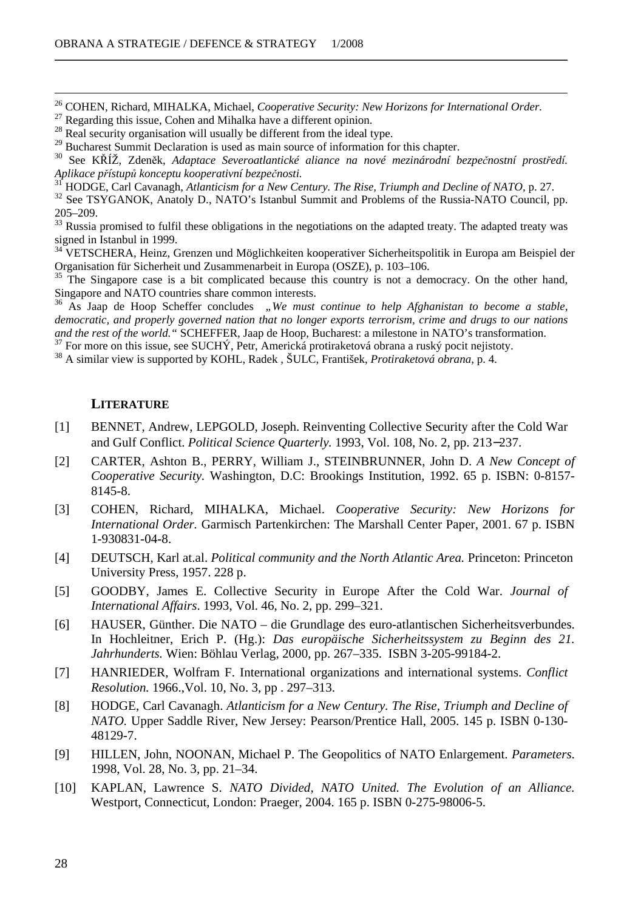[26] COHEN, Richard, MIHALKA, Michael, *Cooperative Security: New Horizons for International Order.*

[27] Regarding this issue, Cohen and Mihalka have a different opinion.

[28] Real security organisation will usually be different from the ideal type.

[29] Bucharest Summit Declaration is used as main source of information for this chapter.

[30] See KŘÍŽ, Zdeněk, *Adaptace Severoatlantické aliance na nové mezinárodní bezpečnostní prostředí. Aplikace přístupů konceptu kooperativní bezpečnosti.*

[31] HODGE, Carl Cavanagh, *Atlanticism for a New Century. The Rise, Triumph and Decline of NATO,* p. 27.

[32] See TSYGANOK, Anatoly D., NATO's Istanbul Summit and Problems of the Russia-NATO Council, pp. 205–209.

[33] Russia promised to fulfil these obligations in the negotiations on the adapted treaty. The adapted treaty was signed in Istanbul in 1999.

[34] VETSCHERA, Heinz, Grenzen und Möglichkeiten kooperativer Sicherheitspolitik in Europa am Beispiel der Organisation für Sicherheit und Zusammenarbeit in Europa (OSZE), p. 103–106.

[35] The Singapore case is a bit complicated because this country is not a democracy. On the other hand, Singapore and NATO countries share common interests.

[36] As Jaap de Hoop Scheffer concludes *„We must continue to help Afghanistan to become a stable, democratic, and properly governed nation that no longer exports terrorism, crime and drugs to our nations and the rest of the world."* SCHEFFER, Jaap de Hoop, Bucharest: a milestone in NATO's transformation.

[37] For more on this issue, see SUCHÝ, Petr, Americká protiraketová obrana a ruský pocit nejistoty.

[38] A similar view is supported by KOHL, Radek , ŠULC, František, *Protiraketová obrana,* p. 4.

## LITERATURE

[1] BENNET, Andrew, LEPGOLD, Joseph. Reinventing Collective Security after the Cold War and Gulf Conflict. *Political Science Quarterly.* 1993, Vol. 108, No. 2, pp. 213–237.

[2] CARTER, Ashton B., PERRY, William J., STEINBRUNNER, John D. *A New Concept of Cooperative Security.* Washington, D.C: Brookings Institution, 1992. 65 p. ISBN: 0-8157-8145-8.

[3] COHEN, Richard, MIHALKA, Michael. *Cooperative Security: New Horizons for International Order.* Garmisch Partenkirchen: The Marshall Center Paper, 2001. 67 p. ISBN 1-930831-04-8.

[4] DEUTSCH, Karl at.al. *Political community and the North Atlantic Area.* Princeton: Princeton University Press, 1957. 228 p.

[5] GOODBY, James E. Collective Security in Europe After the Cold War. *Journal of International Affairs*. 1993, Vol. 46, No. 2, pp. 299–321.

[6] HAUSER, Günther. Die NATO – die Grundlage des euro-atlantischen Sicherheitsverbundes. In Hochleitner, Erich P. (Hg.): *Das europäische Sicherheitssystem zu Beginn des 21. Jahrhunderts.* Wien: Böhlau Verlag, 2000, pp. 267–335. ISBN 3-205-99184-2.

[7] HANRIEDER, Wolfram F. International organizations and international systems. *Conflict Resolution.* 1966.,Vol. 10, No. 3, pp . 297–313.

[8] HODGE, Carl Cavanagh. *Atlanticism for a New Century. The Rise, Triumph and Decline of NATO.* Upper Saddle River, New Jersey: Pearson/Prentice Hall, 2005. 145 p. ISBN 0-130-48129-7.

[9] HILLEN, John, NOONAN, Michael P. The Geopolitics of NATO Enlargement. *Parameters.* 1998, Vol. 28, No. 3, pp. 21–34.

[10] KAPLAN, Lawrence S. *NATO Divided, NATO United. The Evolution of an Alliance.* Westport, Connecticut, London: Praeger, 2004. 165 p. ISBN 0-275-98006-5.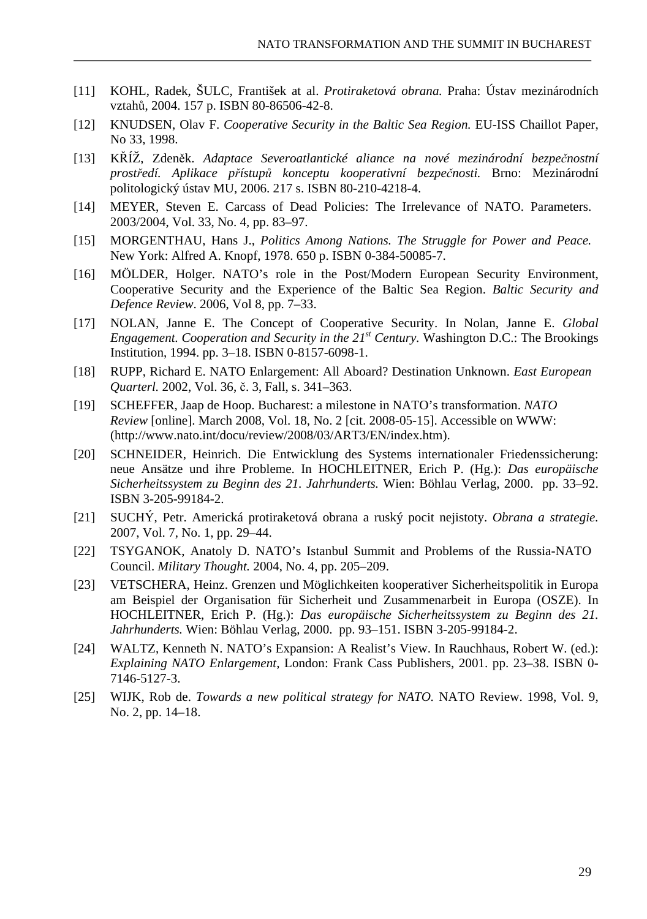[11] KOHL, Radek, ŠULC, František at al. *Protiraketová obrana.* Praha: Ústav mezinárodních vztahů, 2004. 157 p. ISBN 80-86506-42-8.

[12] KNUDSEN, Olav F. *Cooperative Security in the Baltic Sea Region.* EU-ISS Chaillot Paper, No 33, 1998.

[13] KŘÍŽ, Zdeněk. *Adaptace Severoatlantické aliance na nové mezinárodní bezpečnostní prostředí. Aplikace přístupů konceptu kooperativní bezpečnosti.* Brno: Mezinárodní politologický ústav MU, 2006. 217 s. ISBN 80-210-4218-4.

[14] MEYER, Steven E. Carcass of Dead Policies: The Irrelevance of NATO. Parameters. 2003/2004, Vol. 33, No. 4, pp. 83–97.

[15] MORGENTHAU, Hans J., *Politics Among Nations. The Struggle for Power and Peace.* New York: Alfred A. Knopf, 1978. 650 p. ISBN 0-384-50085-7.

[16] MÖLDER, Holger. NATO's role in the Post/Modern European Security Environment, Cooperative Security and the Experience of the Baltic Sea Region. *Baltic Security and Defence Review*. 2006, Vol 8, pp. 7–33.

[17] NOLAN, Janne E. The Concept of Cooperative Security. In Nolan, Janne E. *Global Engagement. Cooperation and Security in the 21st Century*. Washington D.C.: The Brookings Institution, 1994. pp. 3–18. ISBN 0-8157-6098-1.

[18] RUPP, Richard E. NATO Enlargement: All Aboard? Destination Unknown. *East European Quarterl.* 2002, Vol. 36, č. 3, Fall, s. 341–363.

[19] SCHEFFER, Jaap de Hoop. Bucharest: a milestone in NATO's transformation. *NATO Review* [online]. March 2008, Vol. 18, No. 2 [cit. 2008-05-15]. Accessible on WWW: (http://www.nato.int/docu/review/2008/03/ART3/EN/index.htm).

[20] SCHNEIDER, Heinrich. Die Entwicklung des Systems internationaler Friedenssicherung: neue Ansätze und ihre Probleme. In HOCHLEITNER, Erich P. (Hg.): *Das europäische Sicherheitssystem zu Beginn des 21. Jahrhunderts.* Wien: Böhlau Verlag, 2000. pp. 33–92. ISBN 3-205-99184-2.

[21] SUCHÝ, Petr. Americká protiraketová obrana a ruský pocit nejistoty. *Obrana a strategie.* 2007, Vol. 7, No. 1, pp. 29–44.

[22] TSYGANOK, Anatoly D. NATO's Istanbul Summit and Problems of the Russia-NATO Council. *Military Thought.* 2004, No. 4, pp. 205–209.

[23] VETSCHERA, Heinz. Grenzen und Möglichkeiten kooperativer Sicherheitspolitik in Europa am Beispiel der Organisation für Sicherheit und Zusammenarbeit in Europa (OSZE). In HOCHLEITNER, Erich P. (Hg.): *Das europäische Sicherheitssystem zu Beginn des 21. Jahrhunderts.* Wien: Böhlau Verlag, 2000. pp. 93–151. ISBN 3-205-99184-2.

[24] WALTZ, Kenneth N. NATO's Expansion: A Realist's View. In Rauchhaus, Robert W. (ed.): *Explaining NATO Enlargement*, London: Frank Cass Publishers, 2001. pp. 23–38. ISBN 0-7146-5127-3.

[25] WIJK, Rob de. *Towards a new political strategy for NATO.* NATO Review. 1998, Vol. 9, No. 2, pp. 14–18.